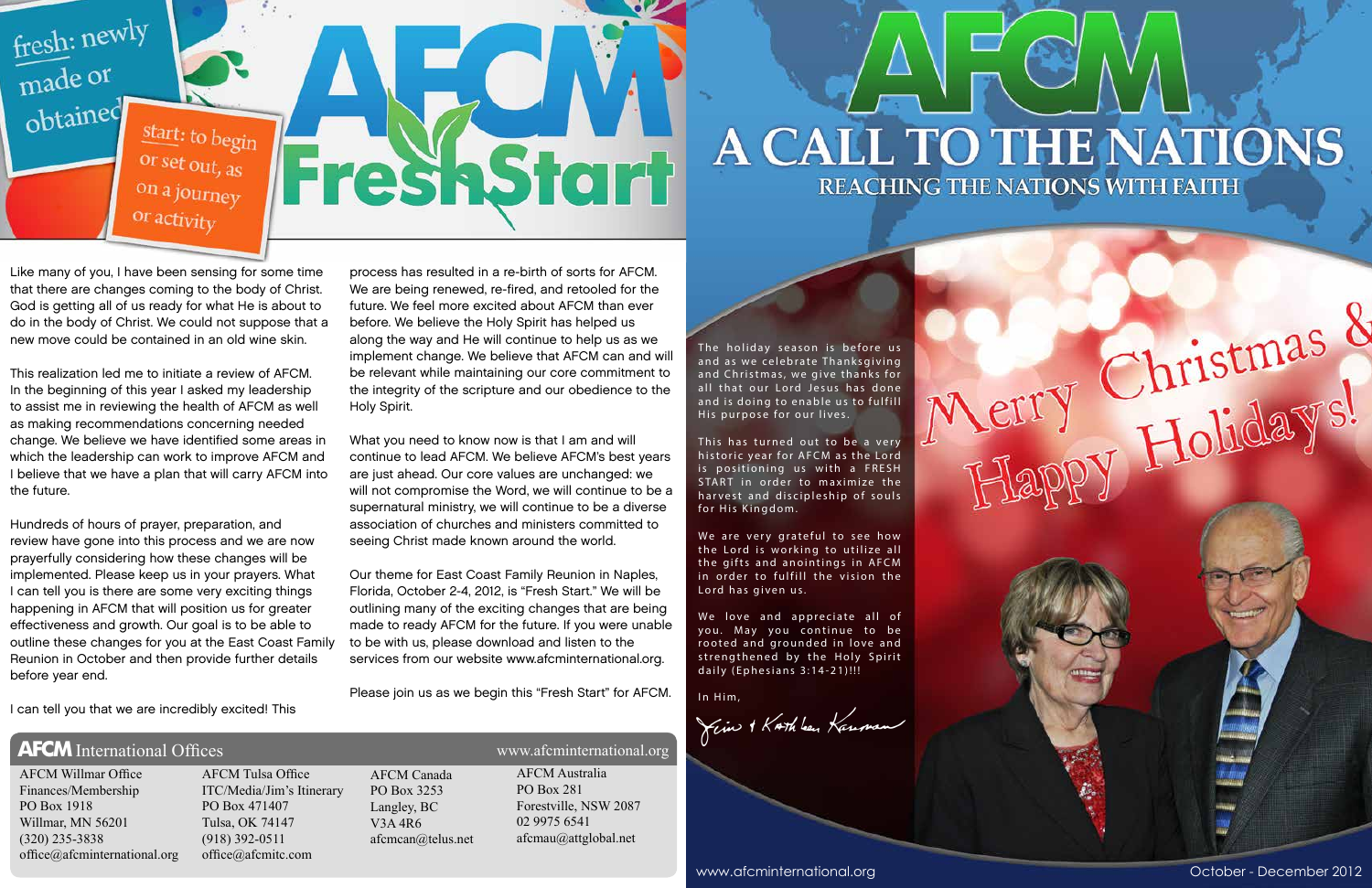# AFCM A CALL TO THE NATIONS

## REACHING THE NATIONS WITH FAITH

October - December 2012

The holiday season is before us and as we celebrate Thanksgiving and Christmas, we give thanks for all that our Lord Jesus has done and is doing to enable us to fulfill His purpose for our lives.

This has turned out to be a very historic year for AFCM as the Lord is positioning us with a FRESH START in order to maximize the harvest and discipleship of souls for His Kingdom.

We are very grateful to see how the Lord is working to utilize all the gifts and anointings in AFCM in order to fulfill the vision the Lord has given us.

We love and appreciate all of you. May you continue to be rooted and grounded in love and strengthened by the Holy Spirit daily (Ephesians 3:14-21)!!!

In Him,

Jim & Kathleen Kaseman

Merry Christmas & Happy Holidays!

# AFCM FreshStart

**fresh:** newly made or obtained

**start:** to begin or set out, as on a journey or activity

Like many of you, I have been sensing for some time that there are changes coming to the body of Christ. God is getting all of us ready for what He is about to do in the body of Christ. We could not suppose that a new move could be contained in an old wine skin.

This realization led me to initiate a review of AFCM. In the beginning of this year I asked my leadership to assist me in reviewing the health of AFCM as well as making recommendations concerning needed change. We believe we have identified some areas in which the leadership can work to improve AFCM and I believe that we have a plan that will carry AFCM into the future.

Hundreds of hours of prayer, preparation, and review have gone into this process and we are now prayerfully considering how these changes will be implemented. Please keep us in your prayers. What I can tell you is there are some very exciting things happening in AFCM that will position us for greater effectiveness and growth. Our goal is to be able to outline these changes for you at the East Coast Family Reunion in October and then provide further details before year end.

I can tell you that we are incredibly excited! This process has resulted in a re-birth of sorts for AFCM. We are being renewed, re-fired, and retooled for the future. We feel more excited about AFCM than ever before. We believe the Holy Spirit has helped us along the way and He will continue to help us as we implement change. We believe that AFCM can and will be relevant while maintaining our core commitment to the integrity of the scripture and our obedience to the Holy Spirit.

What you need to know now is that I am and will continue to lead AFCM. We believe AFCM's best years are just ahead. Our core values are unchanged: we will not compromise the Word, we will continue to be a supernatural ministry, we will continue to be a diverse association of churches and ministers committed to seeing Christ made known around the world.

Our theme for East Coast Family Reunion in Naples, Florida, October 2-4, 2012, is "Fresh Start." We will be outlining many of the exciting changes that are being made to ready AFCM for the future. If you were unable to be with us, please download and listen to the services from our website www.afcminternational.org.

Please join us as we begin this "Fresh Start" for AFCM.

## AFCM International Offices

www.afcminternational.org

| AFCM Willmar Office | AFCM Tulsa Office | AFCM Canada | AFCM Australia |
|---|---|---|---|
| Finances/Membership | ITC/Media/Jim's Itinerary | PO Box 3253 | PO Box 281 |
| PO Box 1918 | PO Box 471407 | Langley, BC | Forestville, NSW 2087 |
| Willmar, MN 56201 | Tulsa, OK 74147 | V3A 4R6 | 02 9975 6541 |
| (320) 235-3838 | (918) 392-0511 | afcmcan@telus.net | afcmau@attglobal.net |
| office@afcminternational.org | office@afcmitc.com | | |

www.afcminternational.org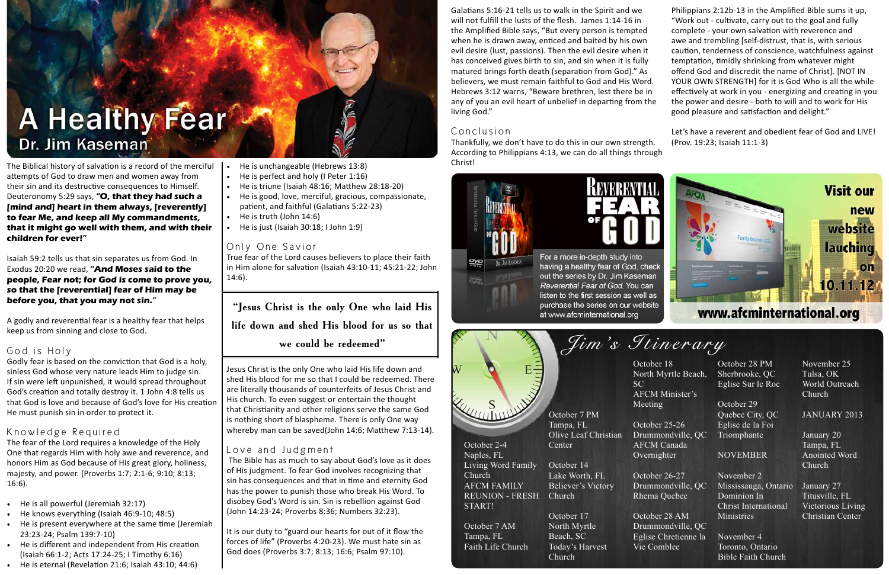# A Healthy Fear

## Dr. Jim Kaseman

The Biblical history of salvation is a record of the merciful attempts of God to draw men and women away from their sin and its destructive consequences to Himself. Deuteronomy 5:29 says, ***"O, that they had such a [mind and] heart in them always, [reverently] to fear Me, and keep all My commandments, that it might go well with them, and with their children for ever!"***

Isaiah 59:2 tells us that sin separates us from God. In Exodus 20:20 we read, ***"And Moses said to the people, Fear not; for God is come to prove you, so that the [reverential] fear of Him may be before you, that you may not sin."***

A godly and reverential fear is a healthy fear that helps keep us from sinning and close to God.

### God is Holy

Godly fear is based on the conviction that God is a holy, sinless God whose very nature leads Him to judge sin. If sin were left unpunished, it would spread throughout God's creation and totally destroy it. 1 John 4:8 tells us that God is love and because of God's love for His creation He must punish sin in order to protect it.

### Knowledge Required

The fear of the Lord requires a knowledge of the Holy One that regards Him with holy awe and reverence, and honors Him as God because of His great glory, holiness, majesty, and power. (Proverbs 1:7; 2:1-6; 9:10; 8:13; 16:6).

- He is all powerful (Jeremiah 32:17)
- He knows everything (Isaiah 46:9-10; 48:5)
- He is present everywhere at the same time (Jeremiah 23:23-24; Psalm 139:7-10)
- He is different and independent from His creation (Isaiah 66:1-2; Acts 17:24-25; I Timothy 6:16)
- He is eternal (Revelation 21:6; Isaiah 43:10; 44:6)
- He is unchangeable (Hebrews 13:8)
- He is perfect and holy (I Peter 1:16)
- He is triune (Isaiah 48:16; Matthew 28:18-20)
- He is good, love, merciful, gracious, compassionate, patient, and faithful (Galatians 5:22-23)
- He is truth (John 14:6)
- He is just (Isaiah 30:18; I John 1:9)

### Only One Savior

True fear of the Lord causes believers to place their faith in Him alone for salvation (Isaiah 43:10-11; 45:21-22; John 14:6).

> "Jesus Christ is the only One who laid His life down and shed His blood for us so that we could be redeemed"

Jesus Christ is the only One who laid His life down and shed His blood for me so that I could be redeemed. There are literally thousands of counterfeits of Jesus Christ and His church. To even suggest or entertain the thought that Christianity and other religions serve the same God is nothing short of blaspheme. There is only One way whereby man can be saved(John 14:6; Matthew 7:13-14).

### Love and Judgment

The Bible has as much to say about God's love as it does of His judgment. To fear God involves recognizing that sin has consequences and that in time and eternity God has the power to punish those who break His Word. To disobey God's Word is sin. Sin is rebellion against God (John 14:23-24; Proverbs 8:36; Numbers 32:23).

It is our duty to "guard our hearts for out of it flow the forces of life" (Proverbs 4:20-23). We must hate sin as God does (Proverbs 3:7; 8:13; 16:6; Psalm 97:10).

Galatians 5:16-21 tells us to walk in the Spirit and we will not fulfill the lusts of the flesh. James 1:14-16 in the Amplified Bible says, "But every person is tempted when he is drawn away, enticed and baited by his own evil desire (lust, passions). Then the evil desire when it has conceived gives birth to sin, and sin when it is fully matured brings forth death (separation from God)." As believers, we must remain faithful to God and His Word. Hebrews 3:12 warns, "Beware brethren, lest there be in any of you an evil heart of unbelief in departing from the living God."

### Conclusion

Thankfully, we don't have to do this in our own strength. According to Philippians 4:13, we can do all things through Christ!

Philippians 2:12b-13 in the Amplified Bible sums it up, "Work out - cultivate, carry out to the goal and fully complete - your own salvation with reverence and awe and trembling [self-distrust, that is, with serious caution, tenderness of conscience, watchfulness against temptation, timidly shrinking from whatever might offend God and discredit the name of Christ]. [NOT IN YOUR OWN STRENGTH] for it is God Who is all the while effectively at work in you - energizing and creating in you the power and desire - both to will and to work for His good pleasure and satisfaction and delight."

Let's have a reverent and obedient fear of God and LIVE! (Prov. 19:23; Isaiah 11:1-3)

---

**Reverential Fear of God**

For a more in-depth study into having a healthy fear of God, check out the series by Dr. Jim Kaseman *Reverential Fear of God*. You can listen to the first session as well as purchase the series on our website at www.afcminternational.org

---

**Visit our new website lauching on 10.11.12**

**www.afcminternational.org**

---

## Jim's Itinerary

October 2-4
Naples, FL
Living Word Family Church
AFCM FAMILY REUNION - FRESH START!

October 7 AM
Tampa, FL
Faith Life Church

October 7 PM
Tampa, FL
Olive Leaf Christian Center

October 14
Lake Worth, FL
Believer's Victory Church

October 17
North Myrtle Beach, SC
Today's Harvest Church

October 18
North Myrtle Beach, SC
AFCM Minister's Meeting

October 25-26
Drummondville, QC
AFCM Canada Overnighter

October 26-27
Drummondville, QC
Rhema Quebec

October 28 AM
Drummondville, QC
Eglise Chretienne la Vie Comblee

October 28 PM
Sherbrooke, QC
Eglise Sur le Roc

October 29
Quebec City, QC
Eglise de la Foi Triomphante

NOVEMBER

November 2
Mississauga, Ontario
Dominion In Christ International Ministries

November 4
Toronto, Ontario
Bible Faith Church

November 25
Tulsa, OK
World Outreach Church

JANUARY 2013

January 20
Tampa, FL
Anointed Word Church

January 27
Titusville, FL
Victorious Living Christian Center